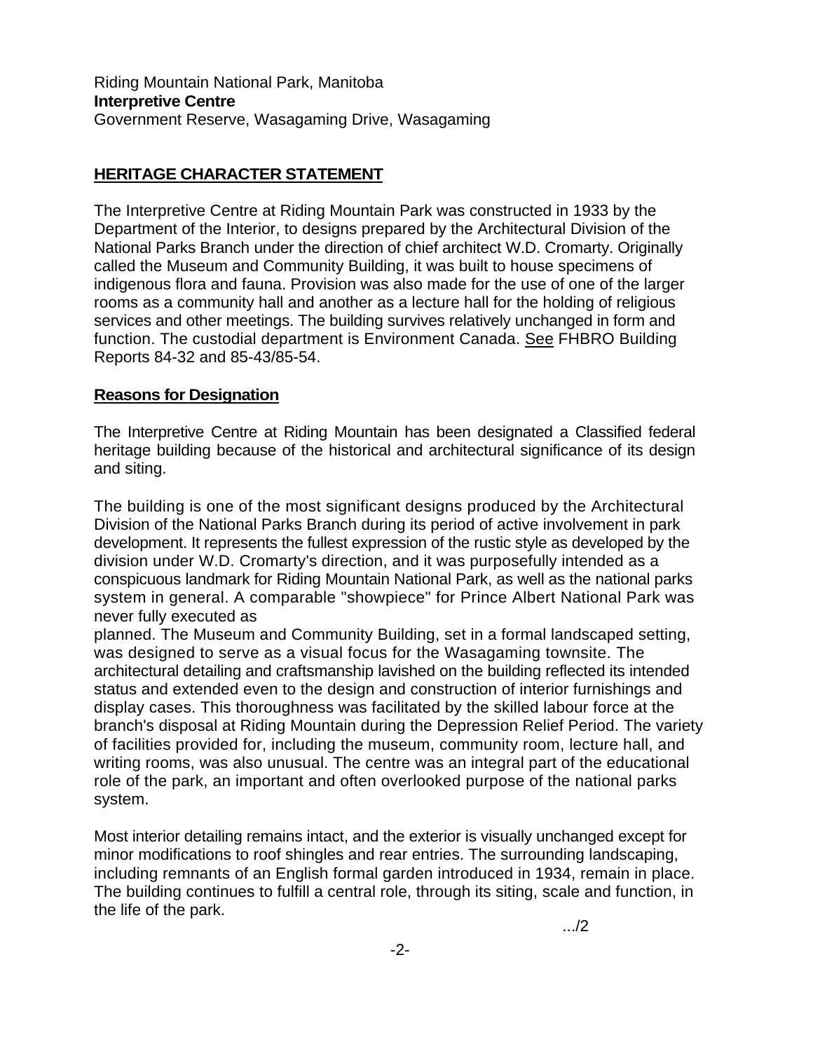Riding Mountain National Park, Manitoba
**Interpretive Centre**
Government Reserve, Wasagaming Drive, Wasagaming

## HERITAGE CHARACTER STATEMENT

The Interpretive Centre at Riding Mountain Park was constructed in 1933 by the Department of the Interior, to designs prepared by the Architectural Division of the National Parks Branch under the direction of chief architect W.D. Cromarty. Originally called the Museum and Community Building, it was built to house specimens of indigenous flora and fauna. Provision was also made for the use of one of the larger rooms as a community hall and another as a lecture hall for the holding of religious services and other meetings. The building survives relatively unchanged in form and function. The custodial department is Environment Canada. See FHBRO Building Reports 84-32 and 85-43/85-54.

### Reasons for Designation

The Interpretive Centre at Riding Mountain has been designated a Classified federal heritage building because of the historical and architectural significance of its design and siting.

The building is one of the most significant designs produced by the Architectural Division of the National Parks Branch during its period of active involvement in park development. It represents the fullest expression of the rustic style as developed by the division under W.D. Cromarty's direction, and it was purposefully intended as a conspicuous landmark for Riding Mountain National Park, as well as the national parks system in general. A comparable "showpiece" for Prince Albert National Park was never fully executed as planned. The Museum and Community Building, set in a formal landscaped setting, was designed to serve as a visual focus for the Wasagaming townsite. The architectural detailing and craftsmanship lavished on the building reflected its intended status and extended even to the design and construction of interior furnishings and display cases. This thoroughness was facilitated by the skilled labour force at the branch's disposal at Riding Mountain during the Depression Relief Period. The variety of facilities provided for, including the museum, community room, lecture hall, and writing rooms, was also unusual. The centre was an integral part of the educational role of the park, an important and often overlooked purpose of the national parks system.

Most interior detailing remains intact, and the exterior is visually unchanged except for minor modifications to roof shingles and rear entries. The surrounding landscaping, including remnants of an English formal garden introduced in 1934, remain in place. The building continues to fulfill a central role, through its siting, scale and function, in the life of the park.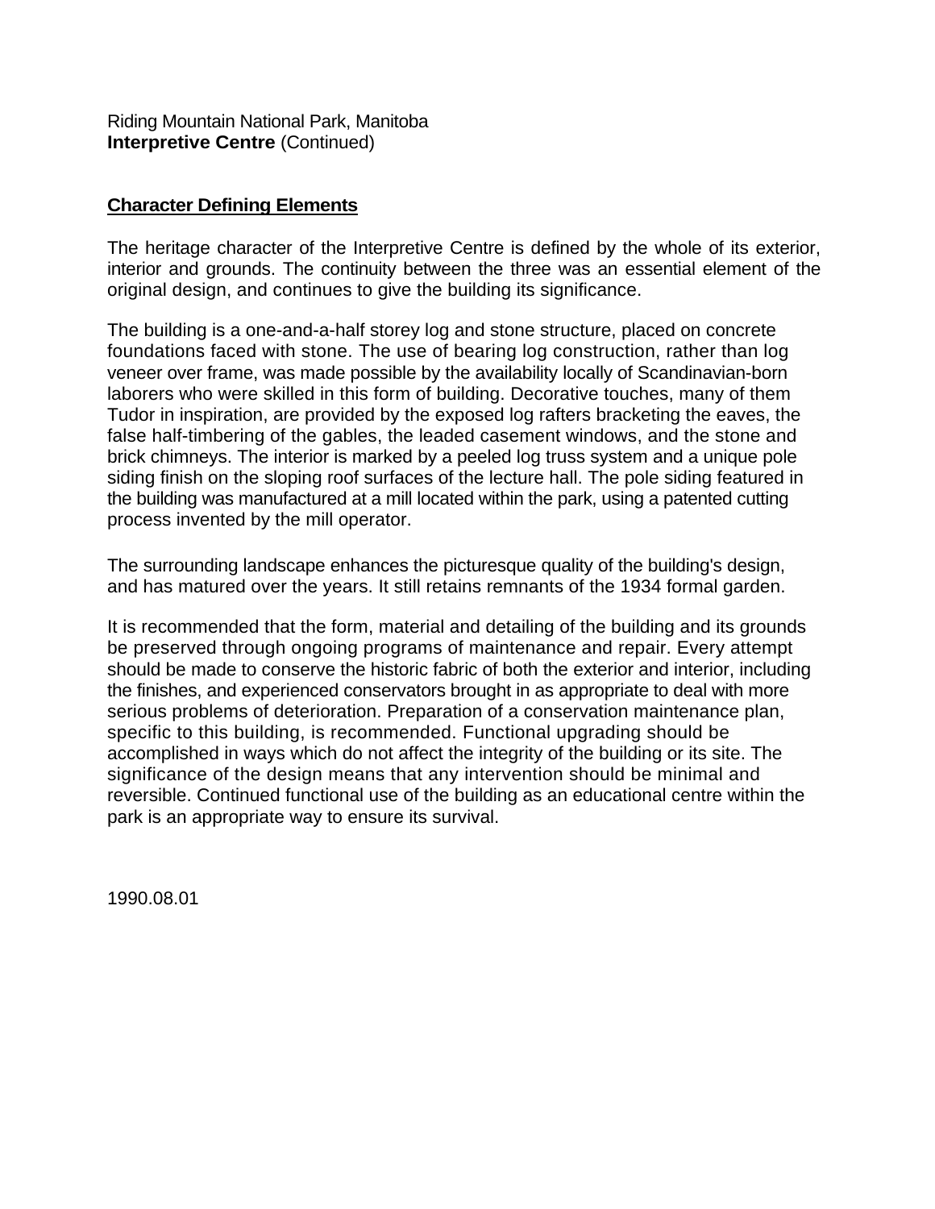Riding Mountain National Park, Manitoba
**Interpretive Centre** (Continued)

## Character Defining Elements

The heritage character of the Interpretive Centre is defined by the whole of its exterior, interior and grounds. The continuity between the three was an essential element of the original design, and continues to give the building its significance.

The building is a one-and-a-half storey log and stone structure, placed on concrete foundations faced with stone. The use of bearing log construction, rather than log veneer over frame, was made possible by the availability locally of Scandinavian-born laborers who were skilled in this form of building. Decorative touches, many of them Tudor in inspiration, are provided by the exposed log rafters bracketing the eaves, the false half-timbering of the gables, the leaded casement windows, and the stone and brick chimneys. The interior is marked by a peeled log truss system and a unique pole siding finish on the sloping roof surfaces of the lecture hall. The pole siding featured in the building was manufactured at a mill located within the park, using a patented cutting process invented by the mill operator.

The surrounding landscape enhances the picturesque quality of the building's design, and has matured over the years. It still retains remnants of the 1934 formal garden.

It is recommended that the form, material and detailing of the building and its grounds be preserved through ongoing programs of maintenance and repair. Every attempt should be made to conserve the historic fabric of both the exterior and interior, including the finishes, and experienced conservators brought in as appropriate to deal with more serious problems of deterioration. Preparation of a conservation maintenance plan, specific to this building, is recommended. Functional upgrading should be accomplished in ways which do not affect the integrity of the building or its site. The significance of the design means that any intervention should be minimal and reversible. Continued functional use of the building as an educational centre within the park is an appropriate way to ensure its survival.

1990.08.01